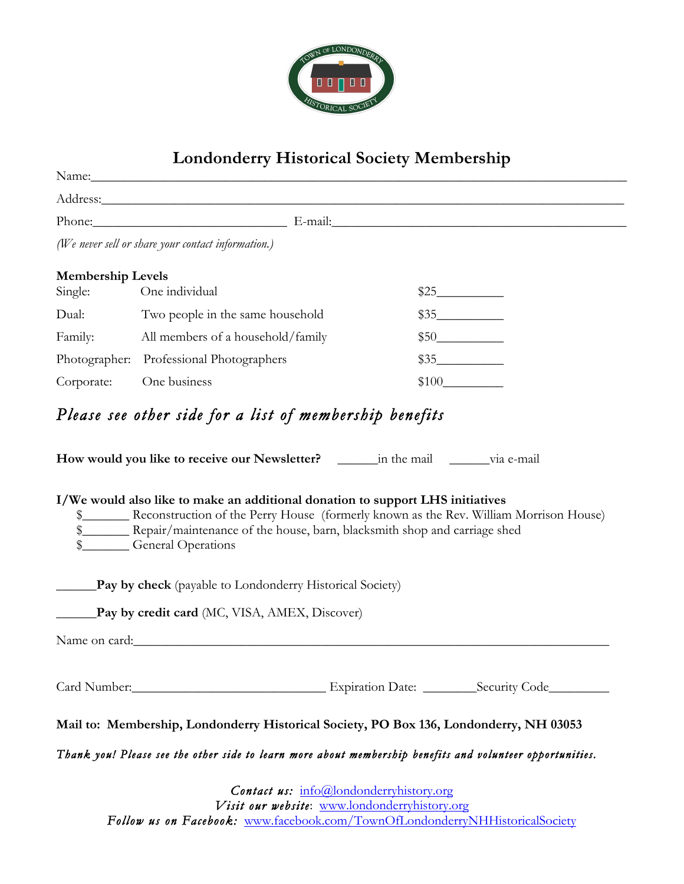# Londonderry Historical Society Membership

Name:______________________________________________________________________________

Address:____________________________________________________________________________

Phone:_____________________________ E-mail:___________________________________________

*(We never sell or share your contact information.)*

**Membership Levels**

| | | |
|---|---|---|
| Single: | One individual | $25__________ |
| Dual: | Two people in the same household | $35__________ |
| Family: | All members of a household/family | $50__________ |
| Photographer: | Professional Photographers | $35__________ |
| Corporate: | One business | $100_________ |

*Please see other side for a list of membership benefits*

**How would you like to receive our Newsletter?** ______in the mail ______via e-mail

**I/We would also like to make an additional donation to support LHS initiatives**

- $_______ Reconstruction of the Perry House (formerly known as the Rev. William Morrison House)
- $_______ Repair/maintenance of the house, barn, blacksmith shop and carriage shed
- $_______ General Operations

______**Pay by check** (payable to Londonderry Historical Society)

______**Pay by credit card** (MC, VISA, AMEX, Discover)

Name on card:_______________________________________________________________________

Card Number:_____________________________ Expiration Date: ________Security Code_________

**Mail to: Membership, Londonderry Historical Society, PO Box 136, Londonderry, NH 03053**

*Thank you! Please see the other side to learn more about membership benefits and volunteer opportunities.*

*Contact us:* info@londonderryhistory.org
*Visit our website*: www.londonderryhistory.org
*Follow us on Facebook:* www.facebook.com/TownOfLondonderryNHHistoricalSociety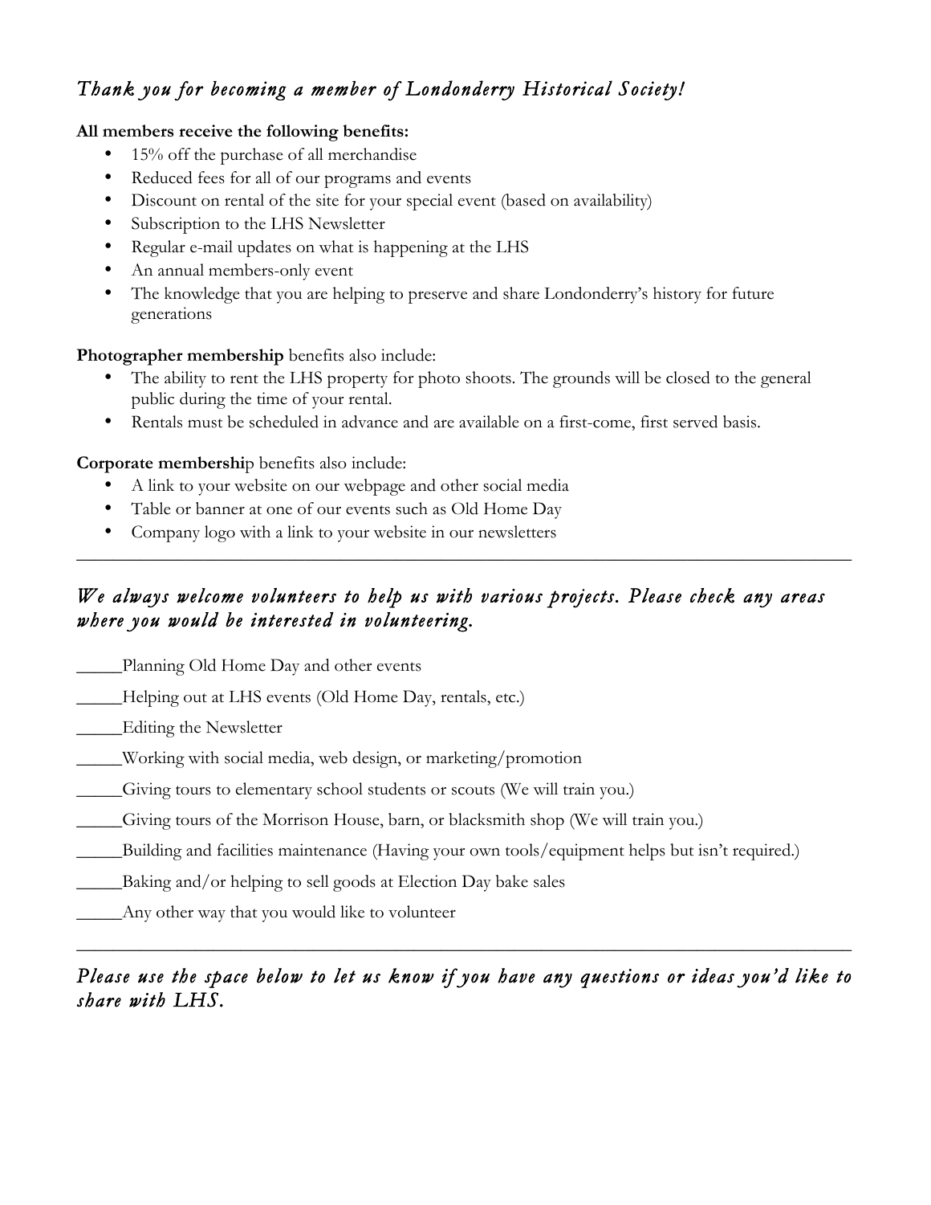## *Thank you for becoming a member of Londonderry Historical Society!*

**All members receive the following benefits:**

- 15% off the purchase of all merchandise
- Reduced fees for all of our programs and events
- Discount on rental of the site for your special event (based on availability)
- Subscription to the LHS Newsletter
- Regular e-mail updates on what is happening at the LHS
- An annual members-only event
- The knowledge that you are helping to preserve and share Londonderry's history for future generations

**Photographer membership** benefits also include:

- The ability to rent the LHS property for photo shoots. The grounds will be closed to the general public during the time of your rental.
- Rentals must be scheduled in advance and are available on a first-come, first served basis.

**Corporate membershi**p benefits also include:

- A link to your website on our webpage and other social media
- Table or banner at one of our events such as Old Home Day
- Company logo with a link to your website in our newsletters

---

## *We always welcome volunteers to help us with various projects. Please check any areas where you would be interested in volunteering.*

_____Planning Old Home Day and other events

_____Helping out at LHS events (Old Home Day, rentals, etc.)

_____Editing the Newsletter

_____Working with social media, web design, or marketing/promotion

_____Giving tours to elementary school students or scouts (We will train you.)

_____Giving tours of the Morrison House, barn, or blacksmith shop (We will train you.)

_____Building and facilities maintenance (Having your own tools/equipment helps but isn't required.)

_____Baking and/or helping to sell goods at Election Day bake sales

_____Any other way that you would like to volunteer

---

## *Please use the space below to let us know if you have any questions or ideas you'd like to share with LHS.*